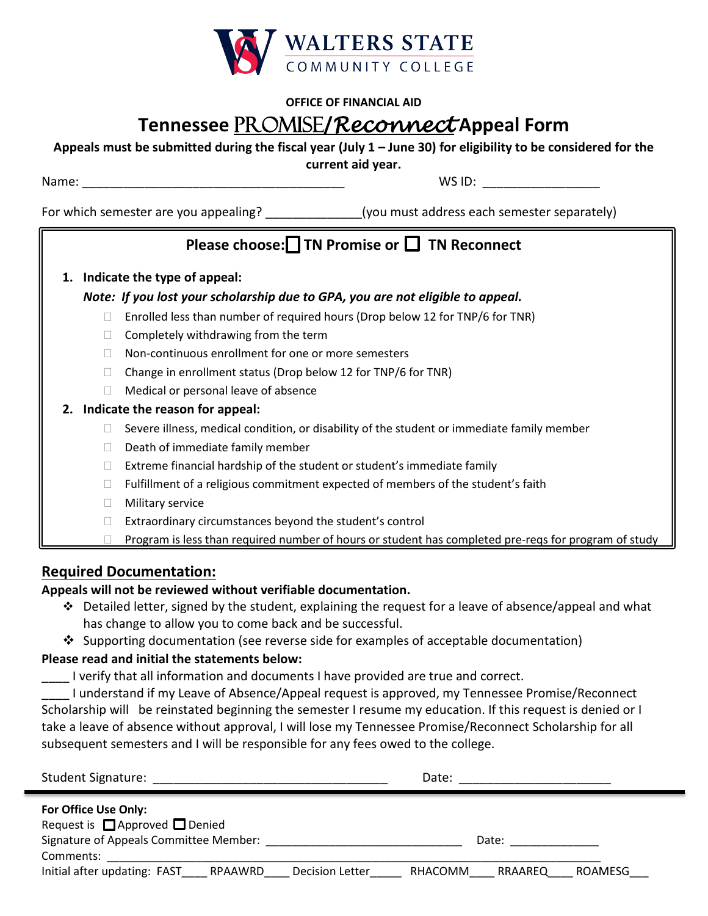**WALTERS STATE**
COMMUNITY COLLEGE

**OFFICE OF FINANCIAL AID**

# Tennessee PROMISE/*Reconnect* Appeal Form

**Appeals must be submitted during the fiscal year (July 1 – June 30) for eligibility to be considered for the current aid year.**

Name: ______________________________________ WS ID: ________________

For which semester are you appealing? _____________(you must address each semester separately)

**Please choose:** ☐ **TN Promise or** ☐ **TN Reconnect**

1. **Indicate the type of appeal:**

   ***Note: If you lost your scholarship due to GPA, you are not eligible to appeal.***

   - ☐ Enrolled less than number of required hours (Drop below 12 for TNP/6 for TNR)
   - ☐ Completely withdrawing from the term
   - ☐ Non-continuous enrollment for one or more semesters
   - ☐ Change in enrollment status (Drop below 12 for TNP/6 for TNR)
   - ☐ Medical or personal leave of absence

2. **Indicate the reason for appeal:**

   - ☐ Severe illness, medical condition, or disability of the student or immediate family member
   - ☐ Death of immediate family member
   - ☐ Extreme financial hardship of the student or student's immediate family
   - ☐ Fulfillment of a religious commitment expected of members of the student's faith
   - ☐ Military service
   - ☐ Extraordinary circumstances beyond the student's control
   - ☐ Program is less than required number of hours or student has completed pre-reqs for program of study

## Required Documentation:

**Appeals will not be reviewed without verifiable documentation.**

- ❖ Detailed letter, signed by the student, explaining the request for a leave of absence/appeal and what has change to allow you to come back and be successful.
- ❖ Supporting documentation (see reverse side for examples of acceptable documentation)

**Please read and initial the statements below:**

____ I verify that all information and documents I have provided are true and correct.

____ I understand if my Leave of Absence/Appeal request is approved, my Tennessee Promise/Reconnect Scholarship will be reinstated beginning the semester I resume my education. If this request is denied or I take a leave of absence without approval, I will lose my Tennessee Promise/Reconnect Scholarship for all subsequent semesters and I will be responsible for any fees owed to the college.

Student Signature: ________________________________ Date: ____________________

---

**For Office Use Only:**

Request is ☐ Approved ☐ Denied

Signature of Appeals Committee Member: ____________________________ Date: _____________

Comments: ____________________________________________________________________________

Initial after updating: FAST____ RPAAWRD____ Decision Letter_____ RHACOMM____ RRAAREQ____ ROAMESG___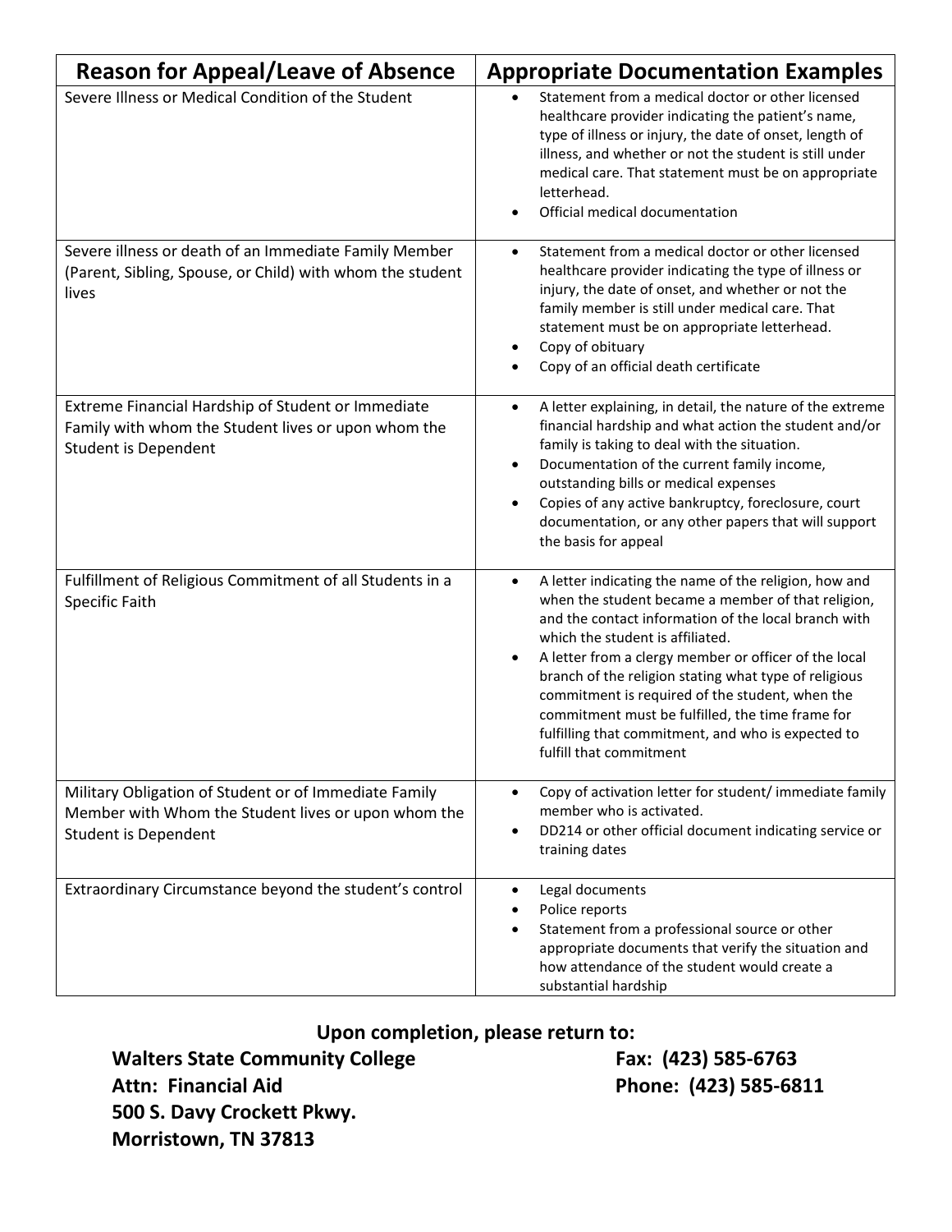| Reason for Appeal/Leave of Absence | Appropriate Documentation Examples |
|---|---|
| Severe Illness or Medical Condition of the Student | • Statement from a medical doctor or other licensed healthcare provider indicating the patient's name, type of illness or injury, the date of onset, length of illness, and whether or not the student is still under medical care. That statement must be on appropriate letterhead.<br>• Official medical documentation |
| Severe illness or death of an Immediate Family Member (Parent, Sibling, Spouse, or Child) with whom the student lives | • Statement from a medical doctor or other licensed healthcare provider indicating the type of illness or injury, the date of onset, and whether or not the family member is still under medical care. That statement must be on appropriate letterhead.<br>• Copy of obituary<br>• Copy of an official death certificate |
| Extreme Financial Hardship of Student or Immediate Family with whom the Student lives or upon whom the Student is Dependent | • A letter explaining, in detail, the nature of the extreme financial hardship and what action the student and/or family is taking to deal with the situation.<br>• Documentation of the current family income, outstanding bills or medical expenses<br>• Copies of any active bankruptcy, foreclosure, court documentation, or any other papers that will support the basis for appeal |
| Fulfillment of Religious Commitment of all Students in a Specific Faith | • A letter indicating the name of the religion, how and when the student became a member of that religion, and the contact information of the local branch with which the student is affiliated.<br>• A letter from a clergy member or officer of the local branch of the religion stating what type of religious commitment is required of the student, when the commitment must be fulfilled, the time frame for fulfilling that commitment, and who is expected to fulfill that commitment |
| Military Obligation of Student or of Immediate Family Member with Whom the Student lives or upon whom the Student is Dependent | • Copy of activation letter for student/ immediate family member who is activated.<br>• DD214 or other official document indicating service or training dates |
| Extraordinary Circumstance beyond the student's control | • Legal documents<br>• Police reports<br>• Statement from a professional source or other appropriate documents that verify the situation and how attendance of the student would create a substantial hardship |

**Upon completion, please return to:**

**Walters State Community College**
**Attn: Financial Aid**
**500 S. Davy Crockett Pkwy.**
**Morristown, TN 37813**

**Fax: (423) 585-6763**
**Phone: (423) 585-6811**